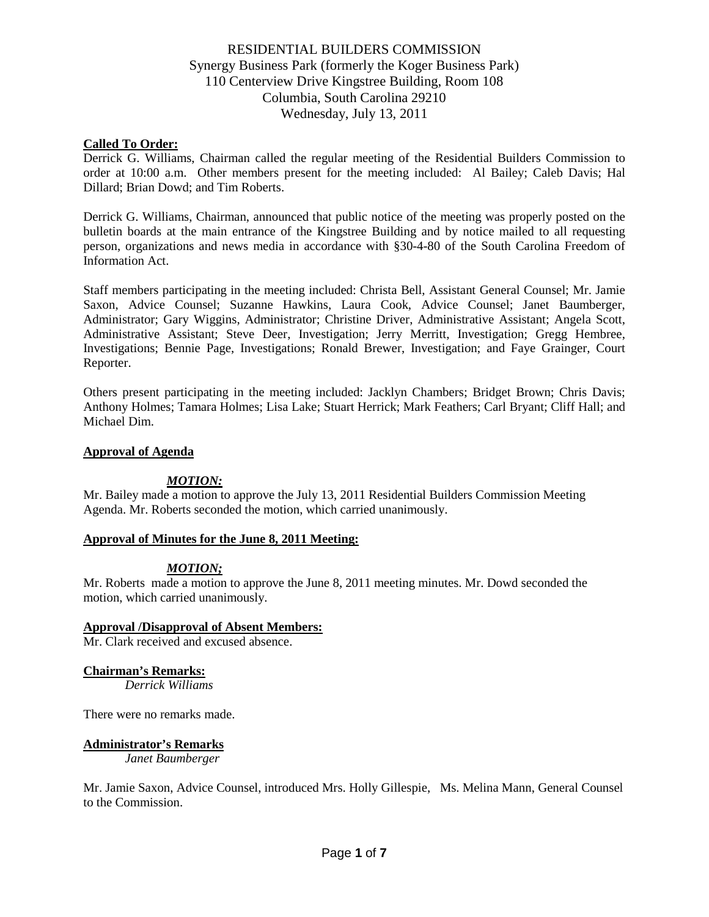# RESIDENTIAL BUILDERS COMMISSION
Synergy Business Park (formerly the Koger Business Park)
110 Centerview Drive Kingstree Building, Room 108
Columbia, South Carolina 29210
Wednesday, July 13, 2011

**Called To Order:**

Derrick G. Williams, Chairman called the regular meeting of the Residential Builders Commission to order at 10:00 a.m. Other members present for the meeting included: Al Bailey; Caleb Davis; Hal Dillard; Brian Dowd; and Tim Roberts.

Derrick G. Williams, Chairman, announced that public notice of the meeting was properly posted on the bulletin boards at the main entrance of the Kingstree Building and by notice mailed to all requesting person, organizations and news media in accordance with §30-4-80 of the South Carolina Freedom of Information Act.

Staff members participating in the meeting included: Christa Bell, Assistant General Counsel; Mr. Jamie Saxon, Advice Counsel; Suzanne Hawkins, Laura Cook, Advice Counsel; Janet Baumberger, Administrator; Gary Wiggins, Administrator; Christine Driver, Administrative Assistant; Angela Scott, Administrative Assistant; Steve Deer, Investigation; Jerry Merritt, Investigation; Gregg Hembree, Investigations; Bennie Page, Investigations; Ronald Brewer, Investigation; and Faye Grainger, Court Reporter.

Others present participating in the meeting included: Jacklyn Chambers; Bridget Brown; Chris Davis; Anthony Holmes; Tamara Holmes; Lisa Lake; Stuart Herrick; Mark Feathers; Carl Bryant; Cliff Hall; and Michael Dim.

**Approval of Agenda**

***MOTION:***

Mr. Bailey made a motion to approve the July 13, 2011 Residential Builders Commission Meeting Agenda. Mr. Roberts seconded the motion, which carried unanimously.

**Approval of Minutes for the June 8, 2011 Meeting:**

***MOTION;***

Mr. Roberts made a motion to approve the June 8, 2011 meeting minutes. Mr. Dowd seconded the motion, which carried unanimously.

**Approval /Disapproval of Absent Members:**

Mr. Clark received and excused absence.

**Chairman's Remarks:**

*Derrick Williams*

There were no remarks made.

**Administrator's Remarks**

*Janet Baumberger*

Mr. Jamie Saxon, Advice Counsel, introduced Mrs. Holly Gillespie, Ms. Melina Mann, General Counsel to the Commission.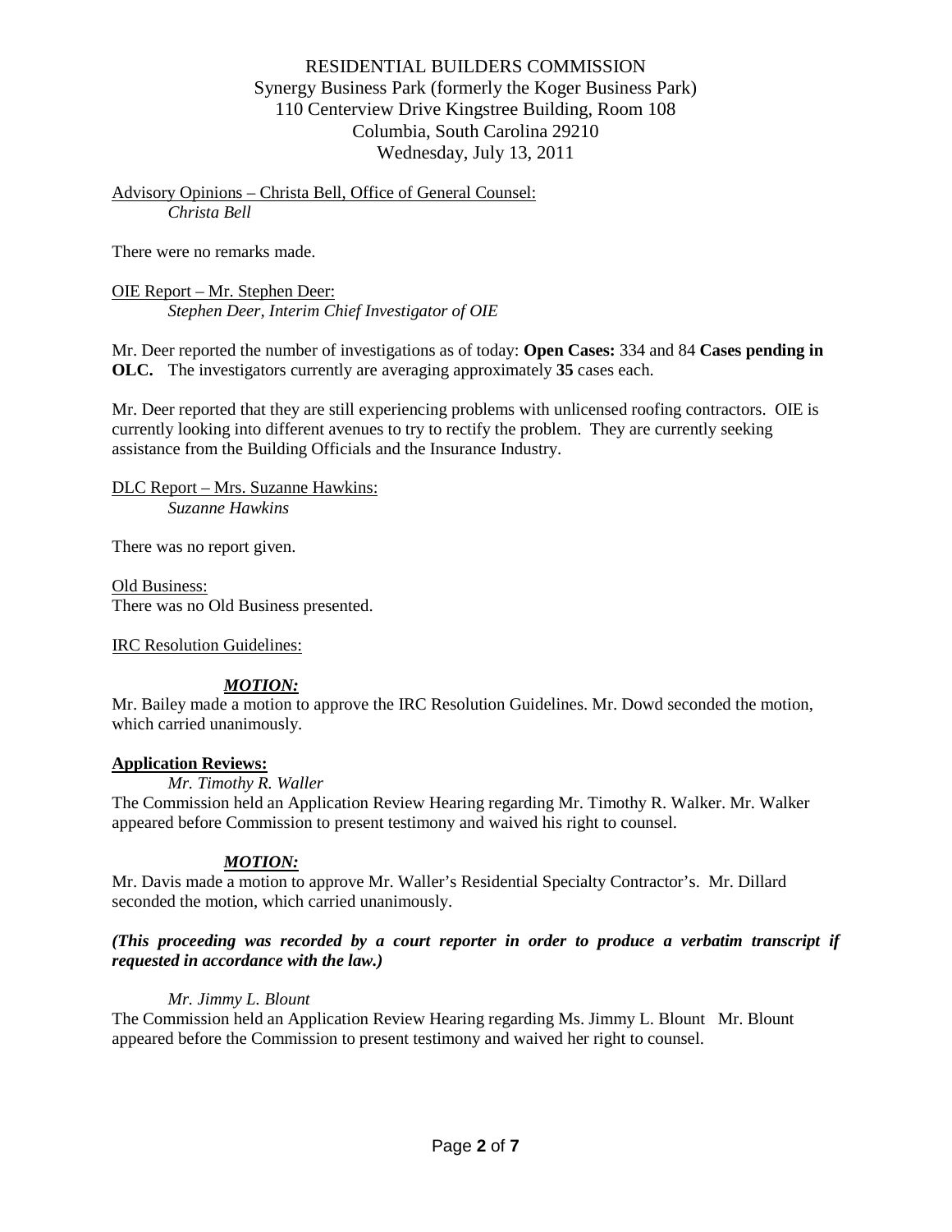RESIDENTIAL BUILDERS COMMISSION
Synergy Business Park (formerly the Koger Business Park)
110 Centerview Drive Kingstree Building, Room 108
Columbia, South Carolina 29210
Wednesday, July 13, 2011

Advisory Opinions – Christa Bell, Office of General Counsel:
*Christa Bell*

There were no remarks made.

OIE Report – Mr. Stephen Deer:
*Stephen Deer, Interim Chief Investigator of OIE*

Mr. Deer reported the number of investigations as of today: **Open Cases:** 334 and 84 **Cases pending in OLC.** The investigators currently are averaging approximately **35** cases each.

Mr. Deer reported that they are still experiencing problems with unlicensed roofing contractors. OIE is currently looking into different avenues to try to rectify the problem. They are currently seeking assistance from the Building Officials and the Insurance Industry.

DLC Report – Mrs. Suzanne Hawkins:
*Suzanne Hawkins*

There was no report given.

Old Business:
There was no Old Business presented.

IRC Resolution Guidelines:

***MOTION:***
Mr. Bailey made a motion to approve the IRC Resolution Guidelines. Mr. Dowd seconded the motion, which carried unanimously.

**Application Reviews:**

*Mr. Timothy R. Waller*
The Commission held an Application Review Hearing regarding Mr. Timothy R. Walker. Mr. Walker appeared before Commission to present testimony and waived his right to counsel.

***MOTION:***
Mr. Davis made a motion to approve Mr. Waller's Residential Specialty Contractor's. Mr. Dillard seconded the motion, which carried unanimously.

***(This proceeding was recorded by a court reporter in order to produce a verbatim transcript if requested in accordance with the law.)***

*Mr. Jimmy L. Blount*
The Commission held an Application Review Hearing regarding Ms. Jimmy L. Blount Mr. Blount appeared before the Commission to present testimony and waived her right to counsel.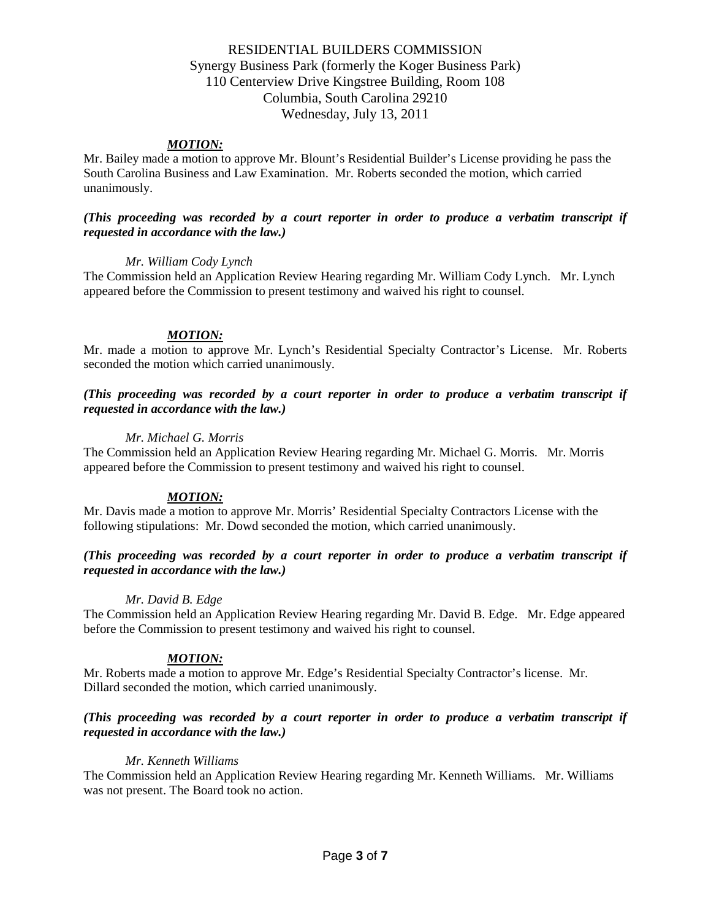RESIDENTIAL BUILDERS COMMISSION
Synergy Business Park (formerly the Koger Business Park)
110 Centerview Drive Kingstree Building, Room 108
Columbia, South Carolina 29210
Wednesday, July 13, 2011

***MOTION:***

Mr. Bailey made a motion to approve Mr. Blount's Residential Builder's License providing he pass the South Carolina Business and Law Examination. Mr. Roberts seconded the motion, which carried unanimously.

***(This proceeding was recorded by a court reporter in order to produce a verbatim transcript if requested in accordance with the law.)***

*Mr. William Cody Lynch*

The Commission held an Application Review Hearing regarding Mr. William Cody Lynch. Mr. Lynch appeared before the Commission to present testimony and waived his right to counsel.

***MOTION:***

Mr. made a motion to approve Mr. Lynch's Residential Specialty Contractor's License. Mr. Roberts seconded the motion which carried unanimously.

***(This proceeding was recorded by a court reporter in order to produce a verbatim transcript if requested in accordance with the law.)***

*Mr. Michael G. Morris*

The Commission held an Application Review Hearing regarding Mr. Michael G. Morris. Mr. Morris appeared before the Commission to present testimony and waived his right to counsel.

***MOTION:***

Mr. Davis made a motion to approve Mr. Morris' Residential Specialty Contractors License with the following stipulations: Mr. Dowd seconded the motion, which carried unanimously.

***(This proceeding was recorded by a court reporter in order to produce a verbatim transcript if requested in accordance with the law.)***

*Mr. David B. Edge*

The Commission held an Application Review Hearing regarding Mr. David B. Edge. Mr. Edge appeared before the Commission to present testimony and waived his right to counsel.

***MOTION:***

Mr. Roberts made a motion to approve Mr. Edge's Residential Specialty Contractor's license. Mr. Dillard seconded the motion, which carried unanimously.

***(This proceeding was recorded by a court reporter in order to produce a verbatim transcript if requested in accordance with the law.)***

*Mr. Kenneth Williams*

The Commission held an Application Review Hearing regarding Mr. Kenneth Williams. Mr. Williams was not present. The Board took no action.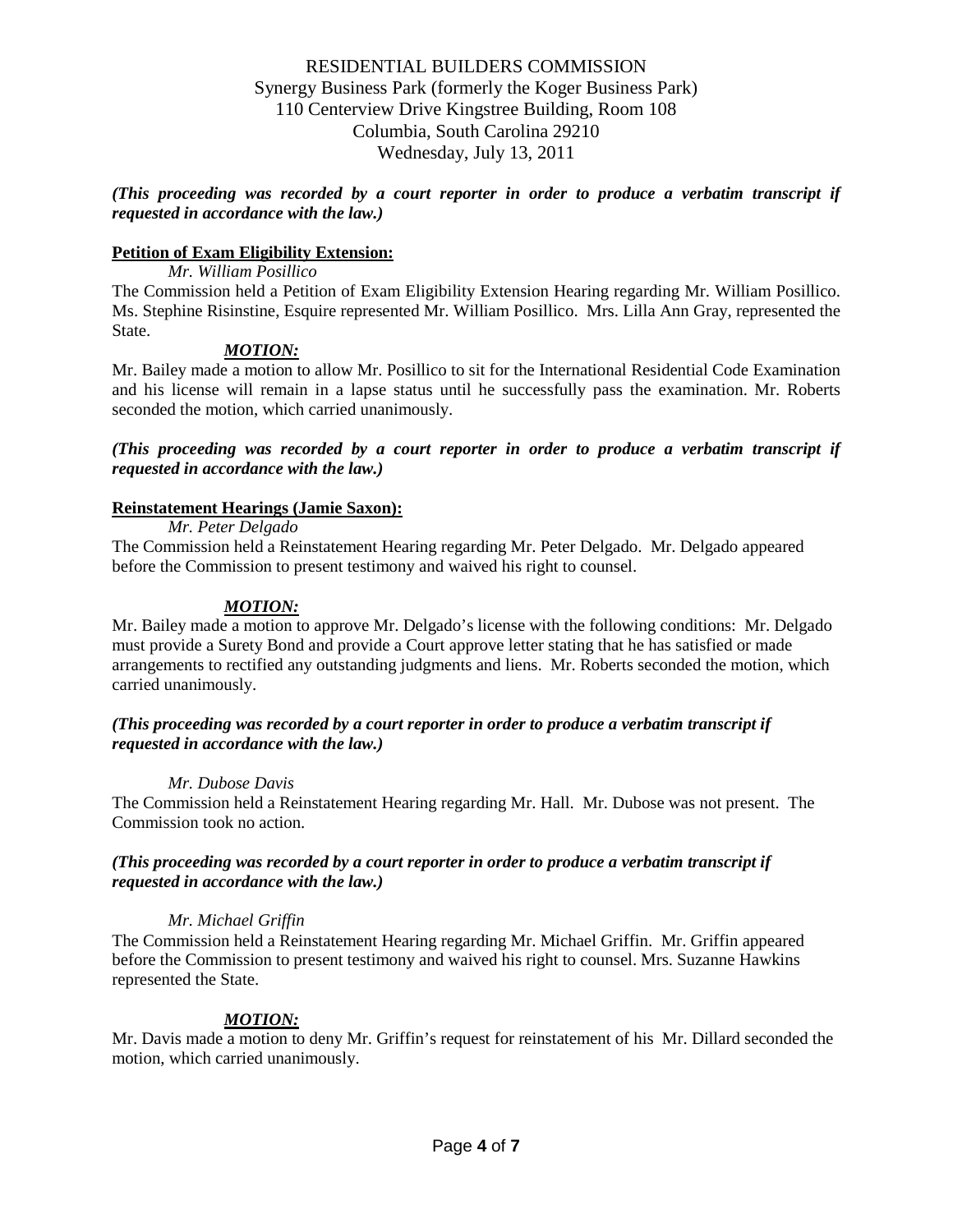RESIDENTIAL BUILDERS COMMISSION
Synergy Business Park (formerly the Koger Business Park)
110 Centerview Drive Kingstree Building, Room 108
Columbia, South Carolina 29210
Wednesday, July 13, 2011

***(This proceeding was recorded by a court reporter in order to produce a verbatim transcript if requested in accordance with the law.)***

**Petition of Exam Eligibility Extension:**

*Mr. William Posillico*

The Commission held a Petition of Exam Eligibility Extension Hearing regarding Mr. William Posillico. Ms. Stephine Risinstine, Esquire represented Mr. William Posillico. Mrs. Lilla Ann Gray, represented the State.

***MOTION:***

Mr. Bailey made a motion to allow Mr. Posillico to sit for the International Residential Code Examination and his license will remain in a lapse status until he successfully pass the examination. Mr. Roberts seconded the motion, which carried unanimously.

***(This proceeding was recorded by a court reporter in order to produce a verbatim transcript if requested in accordance with the law.)***

**Reinstatement Hearings (Jamie Saxon):**

*Mr. Peter Delgado*

The Commission held a Reinstatement Hearing regarding Mr. Peter Delgado. Mr. Delgado appeared before the Commission to present testimony and waived his right to counsel.

***MOTION:***

Mr. Bailey made a motion to approve Mr. Delgado's license with the following conditions: Mr. Delgado must provide a Surety Bond and provide a Court approve letter stating that he has satisfied or made arrangements to rectified any outstanding judgments and liens. Mr. Roberts seconded the motion, which carried unanimously.

***(This proceeding was recorded by a court reporter in order to produce a verbatim transcript if requested in accordance with the law.)***

*Mr. Dubose Davis*

The Commission held a Reinstatement Hearing regarding Mr. Hall. Mr. Dubose was not present. The Commission took no action.

***(This proceeding was recorded by a court reporter in order to produce a verbatim transcript if requested in accordance with the law.)***

*Mr. Michael Griffin*

The Commission held a Reinstatement Hearing regarding Mr. Michael Griffin. Mr. Griffin appeared before the Commission to present testimony and waived his right to counsel. Mrs. Suzanne Hawkins represented the State.

***MOTION:***

Mr. Davis made a motion to deny Mr. Griffin's request for reinstatement of his Mr. Dillard seconded the motion, which carried unanimously.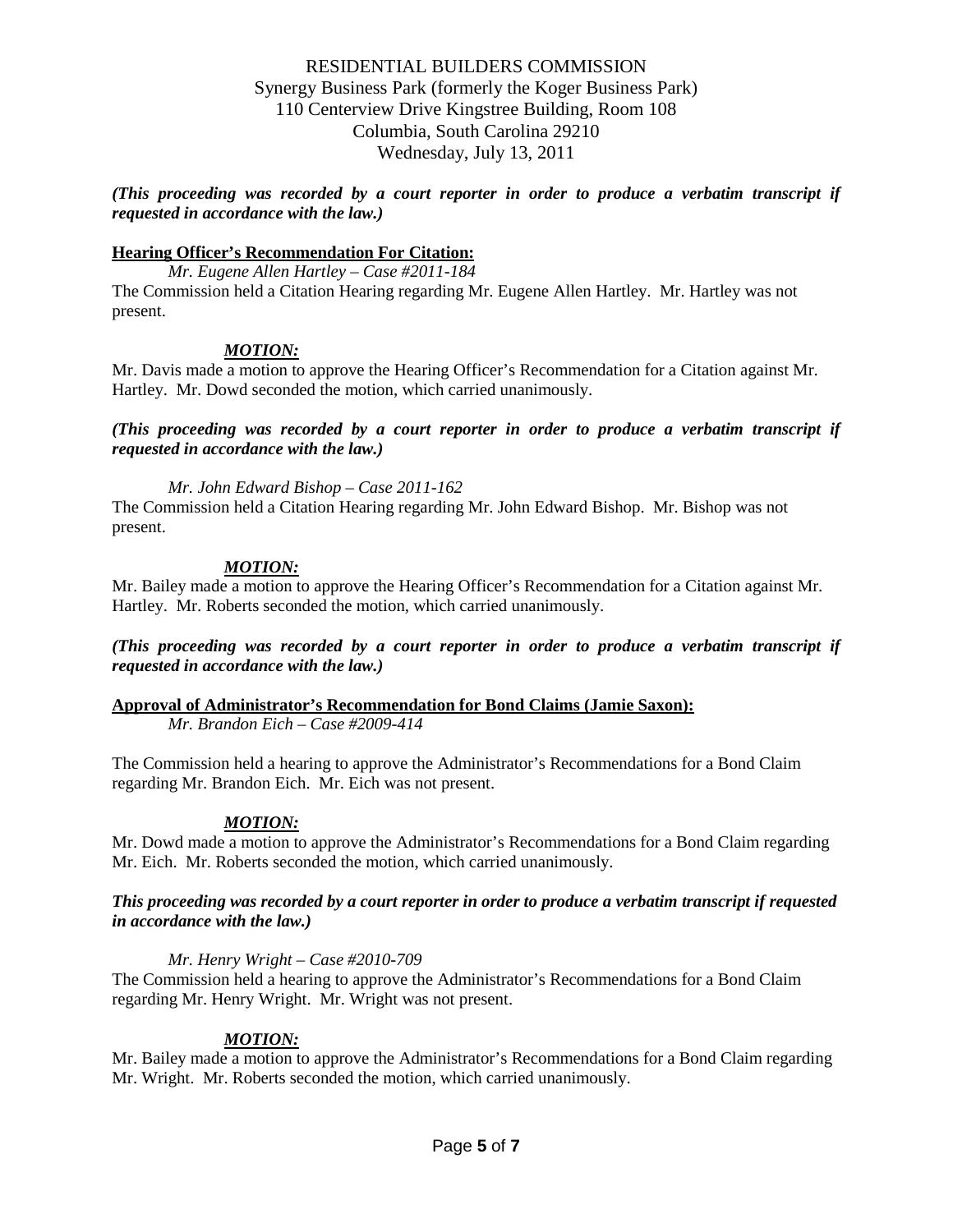RESIDENTIAL BUILDERS COMMISSION
Synergy Business Park (formerly the Koger Business Park)
110 Centerview Drive Kingstree Building, Room 108
Columbia, South Carolina 29210
Wednesday, July 13, 2011

***(This proceeding was recorded by a court reporter in order to produce a verbatim transcript if requested in accordance with the law.)***

**Hearing Officer's Recommendation For Citation:**

*Mr. Eugene Allen Hartley – Case #2011-184*

The Commission held a Citation Hearing regarding Mr. Eugene Allen Hartley. Mr. Hartley was not present.

***MOTION:***

Mr. Davis made a motion to approve the Hearing Officer's Recommendation for a Citation against Mr. Hartley. Mr. Dowd seconded the motion, which carried unanimously.

***(This proceeding was recorded by a court reporter in order to produce a verbatim transcript if requested in accordance with the law.)***

*Mr. John Edward Bishop – Case 2011-162*

The Commission held a Citation Hearing regarding Mr. John Edward Bishop. Mr. Bishop was not present.

***MOTION:***

Mr. Bailey made a motion to approve the Hearing Officer's Recommendation for a Citation against Mr. Hartley. Mr. Roberts seconded the motion, which carried unanimously.

***(This proceeding was recorded by a court reporter in order to produce a verbatim transcript if requested in accordance with the law.)***

**Approval of Administrator's Recommendation for Bond Claims (Jamie Saxon):**

*Mr. Brandon Eich – Case #2009-414*

The Commission held a hearing to approve the Administrator's Recommendations for a Bond Claim regarding Mr. Brandon Eich. Mr. Eich was not present.

***MOTION:***

Mr. Dowd made a motion to approve the Administrator's Recommendations for a Bond Claim regarding Mr. Eich. Mr. Roberts seconded the motion, which carried unanimously.

***This proceeding was recorded by a court reporter in order to produce a verbatim transcript if requested in accordance with the law.)***

*Mr. Henry Wright – Case #2010-709*

The Commission held a hearing to approve the Administrator's Recommendations for a Bond Claim regarding Mr. Henry Wright. Mr. Wright was not present.

***MOTION:***

Mr. Bailey made a motion to approve the Administrator's Recommendations for a Bond Claim regarding Mr. Wright. Mr. Roberts seconded the motion, which carried unanimously.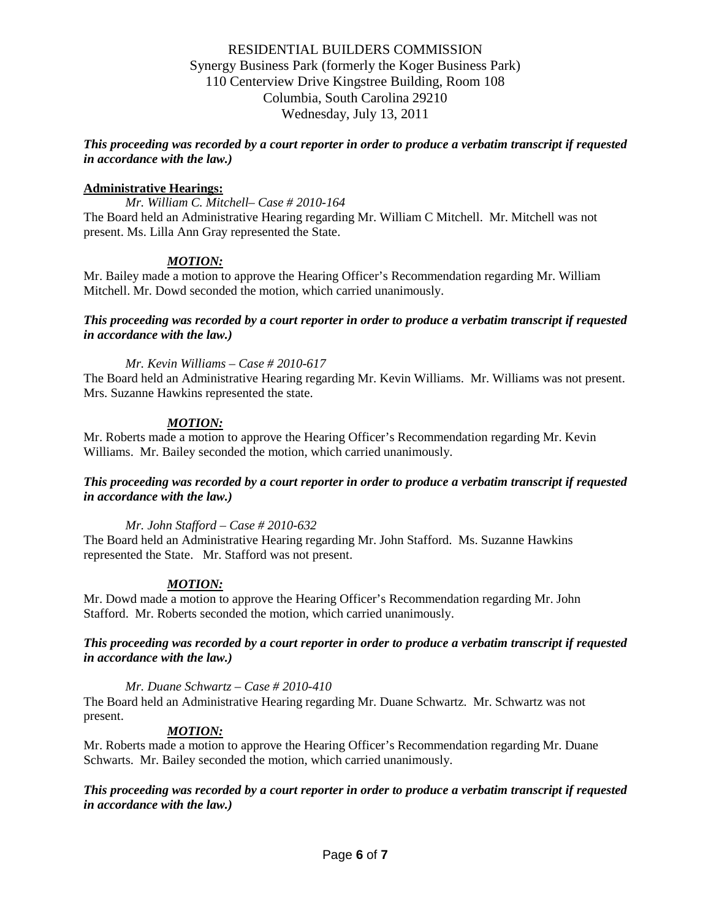RESIDENTIAL BUILDERS COMMISSION
Synergy Business Park (formerly the Koger Business Park)
110 Centerview Drive Kingstree Building, Room 108
Columbia, South Carolina 29210
Wednesday, July 13, 2011

***This proceeding was recorded by a court reporter in order to produce a verbatim transcript if requested in accordance with the law.)***

**Administrative Hearings:**

*Mr. William C. Mitchell– Case # 2010-164*

The Board held an Administrative Hearing regarding Mr. William C Mitchell. Mr. Mitchell was not present. Ms. Lilla Ann Gray represented the State.

***MOTION:***

Mr. Bailey made a motion to approve the Hearing Officer's Recommendation regarding Mr. William Mitchell. Mr. Dowd seconded the motion, which carried unanimously.

***This proceeding was recorded by a court reporter in order to produce a verbatim transcript if requested in accordance with the law.)***

*Mr. Kevin Williams – Case # 2010-617*

The Board held an Administrative Hearing regarding Mr. Kevin Williams. Mr. Williams was not present. Mrs. Suzanne Hawkins represented the state.

***MOTION:***

Mr. Roberts made a motion to approve the Hearing Officer's Recommendation regarding Mr. Kevin Williams. Mr. Bailey seconded the motion, which carried unanimously.

***This proceeding was recorded by a court reporter in order to produce a verbatim transcript if requested in accordance with the law.)***

*Mr. John Stafford – Case # 2010-632*

The Board held an Administrative Hearing regarding Mr. John Stafford. Ms. Suzanne Hawkins represented the State. Mr. Stafford was not present.

***MOTION:***

Mr. Dowd made a motion to approve the Hearing Officer's Recommendation regarding Mr. John Stafford. Mr. Roberts seconded the motion, which carried unanimously.

***This proceeding was recorded by a court reporter in order to produce a verbatim transcript if requested in accordance with the law.)***

*Mr. Duane Schwartz – Case # 2010-410*

The Board held an Administrative Hearing regarding Mr. Duane Schwartz. Mr. Schwartz was not present.

***MOTION:***

Mr. Roberts made a motion to approve the Hearing Officer's Recommendation regarding Mr. Duane Schwarts. Mr. Bailey seconded the motion, which carried unanimously.

***This proceeding was recorded by a court reporter in order to produce a verbatim transcript if requested in accordance with the law.)***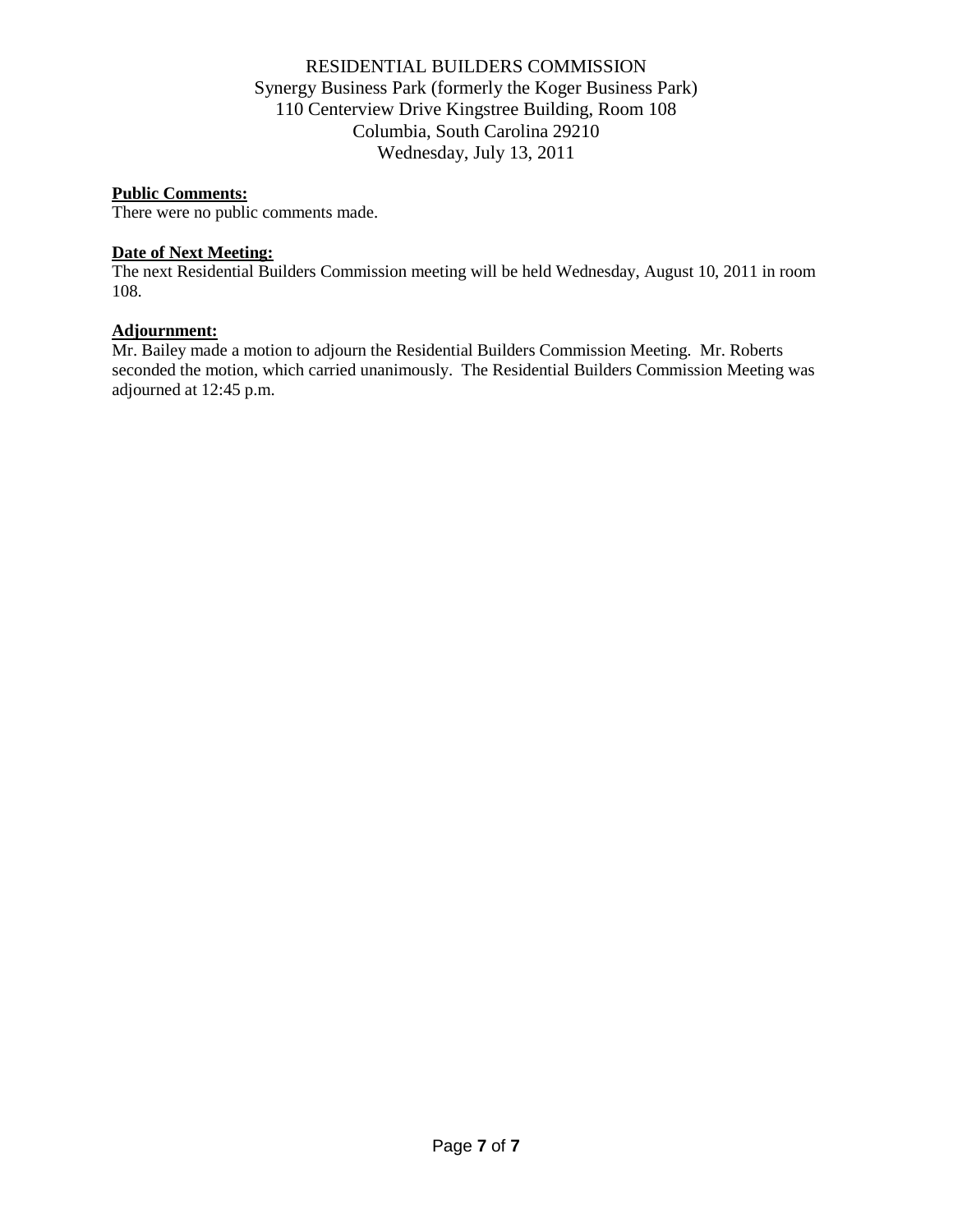RESIDENTIAL BUILDERS COMMISSION
Synergy Business Park (formerly the Koger Business Park)
110 Centerview Drive Kingstree Building, Room 108
Columbia, South Carolina 29210
Wednesday, July 13, 2011

**Public Comments:**

There were no public comments made.

**Date of Next Meeting:**

The next Residential Builders Commission meeting will be held Wednesday, August 10, 2011 in room 108.

**Adjournment:**

Mr. Bailey made a motion to adjourn the Residential Builders Commission Meeting. Mr. Roberts seconded the motion, which carried unanimously. The Residential Builders Commission Meeting was adjourned at 12:45 p.m.